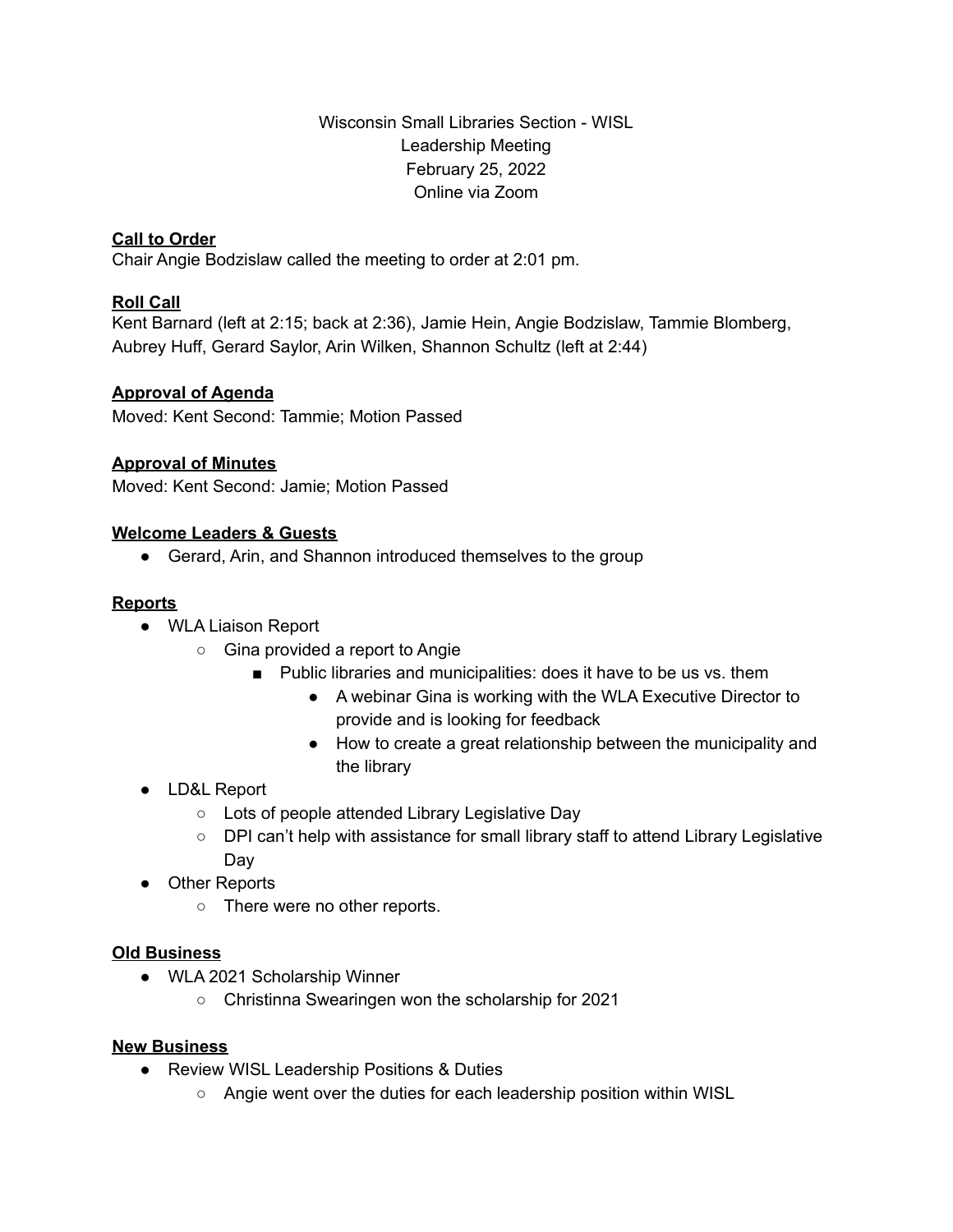Wisconsin Small Libraries Section - WISL
Leadership Meeting
February 25, 2022
Online via Zoom

**Call to Order**

Chair Angie Bodzislaw called the meeting to order at 2:01 pm.

**Roll Call**

Kent Barnard (left at 2:15; back at 2:36), Jamie Hein, Angie Bodzislaw, Tammie Blomberg, Aubrey Huff, Gerard Saylor, Arin Wilken, Shannon Schultz (left at 2:44)

**Approval of Agenda**

Moved: Kent Second: Tammie; Motion Passed

**Approval of Minutes**

Moved: Kent Second: Jamie; Motion Passed

**Welcome Leaders & Guests**

- Gerard, Arin, and Shannon introduced themselves to the group

**Reports**

- WLA Liaison Report
  - Gina provided a report to Angie
    - Public libraries and municipalities: does it have to be us vs. them
      - A webinar Gina is working with the WLA Executive Director to provide and is looking for feedback
      - How to create a great relationship between the municipality and the library
- LD&L Report
  - Lots of people attended Library Legislative Day
  - DPI can't help with assistance for small library staff to attend Library Legislative Day
- Other Reports
  - There were no other reports.

**Old Business**

- WLA 2021 Scholarship Winner
  - Christinna Swearingen won the scholarship for 2021

**New Business**

- Review WISL Leadership Positions & Duties
  - Angie went over the duties for each leadership position within WISL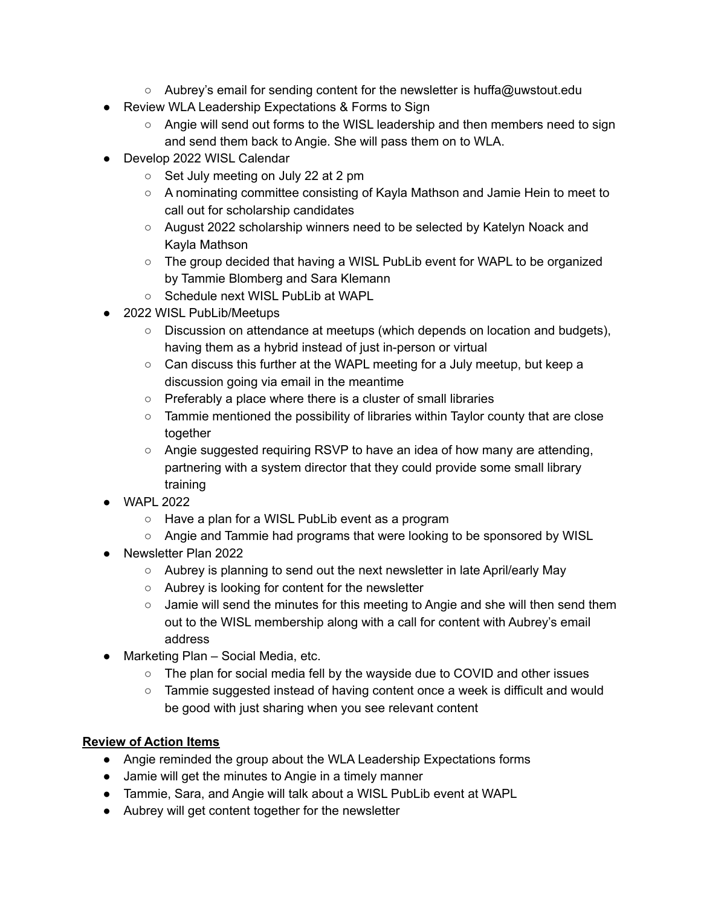- Aubrey's email for sending content for the newsletter is huffa@uwstout.edu
- Review WLA Leadership Expectations & Forms to Sign
    - Angie will send out forms to the WISL leadership and then members need to sign and send them back to Angie. She will pass them on to WLA.
- Develop 2022 WISL Calendar
    - Set July meeting on July 22 at 2 pm
    - A nominating committee consisting of Kayla Mathson and Jamie Hein to meet to call out for scholarship candidates
    - August 2022 scholarship winners need to be selected by Katelyn Noack and Kayla Mathson
    - The group decided that having a WISL PubLib event for WAPL to be organized by Tammie Blomberg and Sara Klemann
    - Schedule next WISL PubLib at WAPL
- 2022 WISL PubLib/Meetups
    - Discussion on attendance at meetups (which depends on location and budgets), having them as a hybrid instead of just in-person or virtual
    - Can discuss this further at the WAPL meeting for a July meetup, but keep a discussion going via email in the meantime
    - Preferably a place where there is a cluster of small libraries
    - Tammie mentioned the possibility of libraries within Taylor county that are close together
    - Angie suggested requiring RSVP to have an idea of how many are attending, partnering with a system director that they could provide some small library training
- WAPL 2022
    - Have a plan for a WISL PubLib event as a program
    - Angie and Tammie had programs that were looking to be sponsored by WISL
- Newsletter Plan 2022
    - Aubrey is planning to send out the next newsletter in late April/early May
    - Aubrey is looking for content for the newsletter
    - Jamie will send the minutes for this meeting to Angie and she will then send them out to the WISL membership along with a call for content with Aubrey's email address
- Marketing Plan – Social Media, etc.
    - The plan for social media fell by the wayside due to COVID and other issues
    - Tammie suggested instead of having content once a week is difficult and would be good with just sharing when you see relevant content

**Review of Action Items**

- Angie reminded the group about the WLA Leadership Expectations forms
- Jamie will get the minutes to Angie in a timely manner
- Tammie, Sara, and Angie will talk about a WISL PubLib event at WAPL
- Aubrey will get content together for the newsletter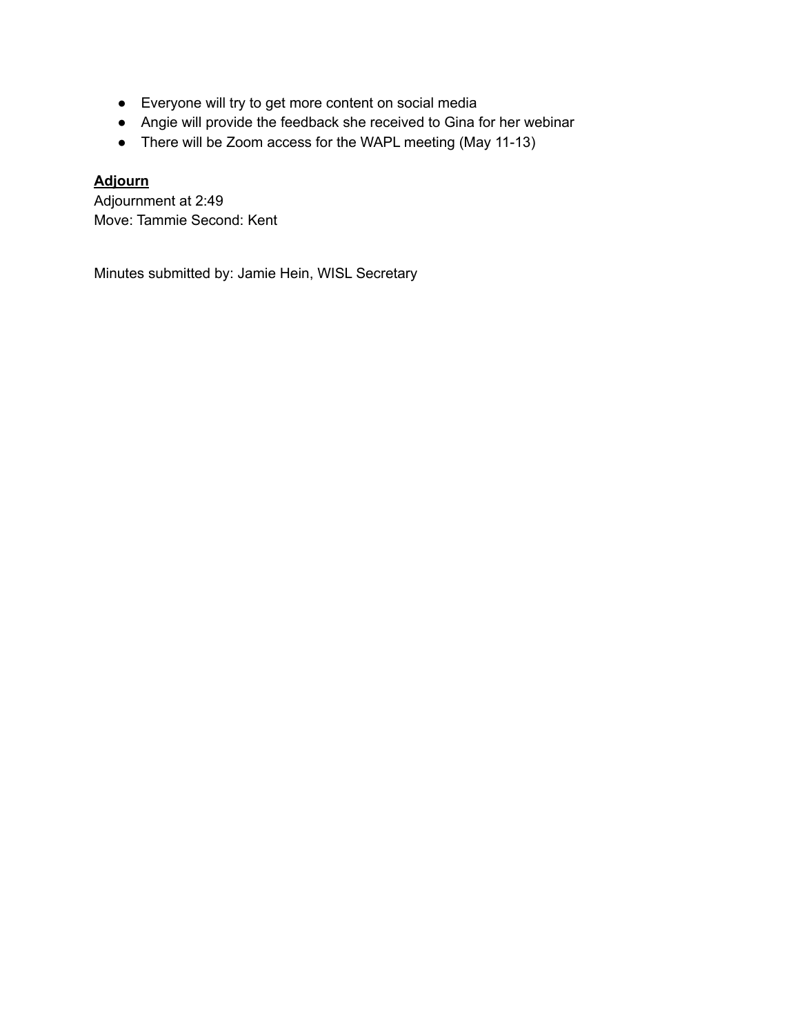- Everyone will try to get more content on social media
- Angie will provide the feedback she received to Gina for her webinar
- There will be Zoom access for the WAPL meeting (May 11-13)

**Adjourn**

Adjournment at 2:49
Move: Tammie Second: Kent

Minutes submitted by: Jamie Hein, WISL Secretary